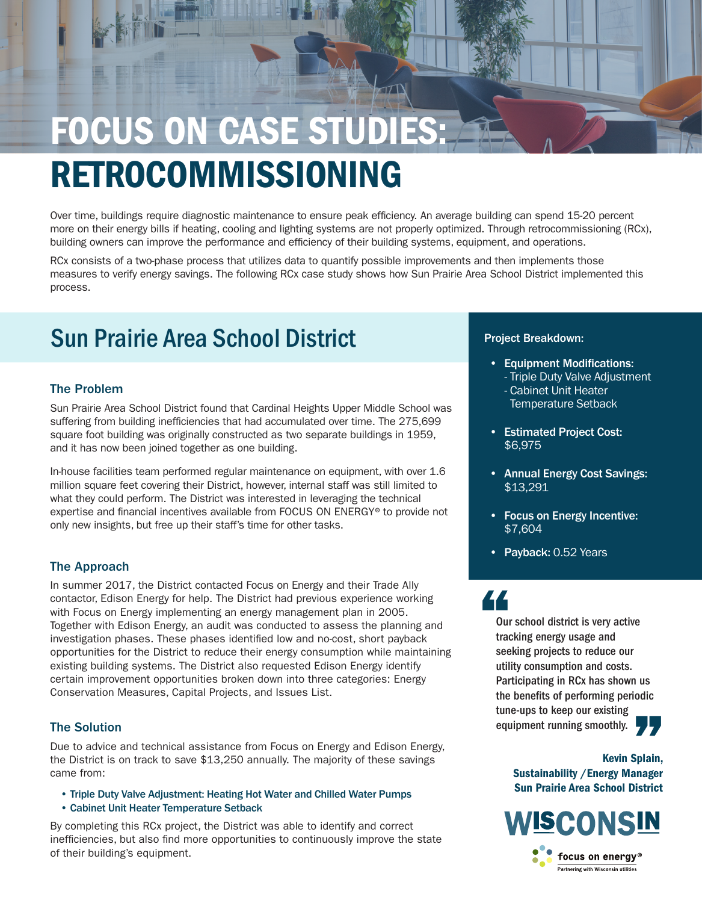# FOCUS ON CASE STUDIES: RETROCOMMISSIONING

Over time, buildings require diagnostic maintenance to ensure peak efficiency. An average building can spend 15-20 percent more on their energy bills if heating, cooling and lighting systems are not properly optimized. Through retrocommissioning (RCx), building owners can improve the performance and efficiency of their building systems, equipment, and operations.

RCx consists of a two-phase process that utilizes data to quantify possible improvements and then implements those measures to verify energy savings. The following RCx case study shows how Sun Prairie Area School District implemented this process.

## Sun Prairie Area School District

### The Problem

Sun Prairie Area School District found that Cardinal Heights Upper Middle School was suffering from building inefficiencies that had accumulated over time. The 275,699 square foot building was originally constructed as two separate buildings in 1959, and it has now been joined together as one building.

In-house facilities team performed regular maintenance on equipment, with over 1.6 million square feet covering their District, however, internal staff was still limited to what they could perform. The District was interested in leveraging the technical expertise and financial incentives available from FOCUS ON ENERGY® to provide not only new insights, but free up their staff's time for other tasks.

### The Approach

In summer 2017, the District contacted Focus on Energy and their Trade Ally contactor, Edison Energy for help. The District had previous experience working with Focus on Energy implementing an energy management plan in 2005. Together with Edison Energy, an audit was conducted to assess the planning and investigation phases. These phases identified low and no-cost, short payback opportunities for the District to reduce their energy consumption while maintaining existing building systems. The District also requested Edison Energy identify certain improvement opportunities broken down into three categories: Energy Conservation Measures, Capital Projects, and Issues List.

### The Solution

Due to advice and technical assistance from Focus on Energy and Edison Energy, the District is on track to save $13,250 annually. The majority of these savings came from:

- Triple Duty Valve Adjustment: Heating Hot Water and Chilled Water Pumps
- Cabinet Unit Heater Temperature Setback

By completing this RCx project, the District was able to identify and correct inefficiencies, but also find more opportunities to continuously improve the state of their building's equipment.

**Project Breakdown:**

- **Equipment Modifications:**
  - Triple Duty Valve Adjustment
  - Cabinet Unit Heater Temperature Setback
- **Estimated Project Cost:** $6,975
- **Annual Energy Cost Savings:** $13,291
- **Focus on Energy Incentive:** $7,604
- **Payback:** 0.52 Years

> "Our school district is very active tracking energy usage and seeking projects to reduce our utility consumption and costs. Participating in RCx has shown us the benefits of performing periodic tune-ups to keep our existing equipment running smoothly."

**Kevin Splain,**
**Sustainability /Energy Manager**
**Sun Prairie Area School District**

WISCONSIN

focus on energy®
Partnering with Wisconsin utilities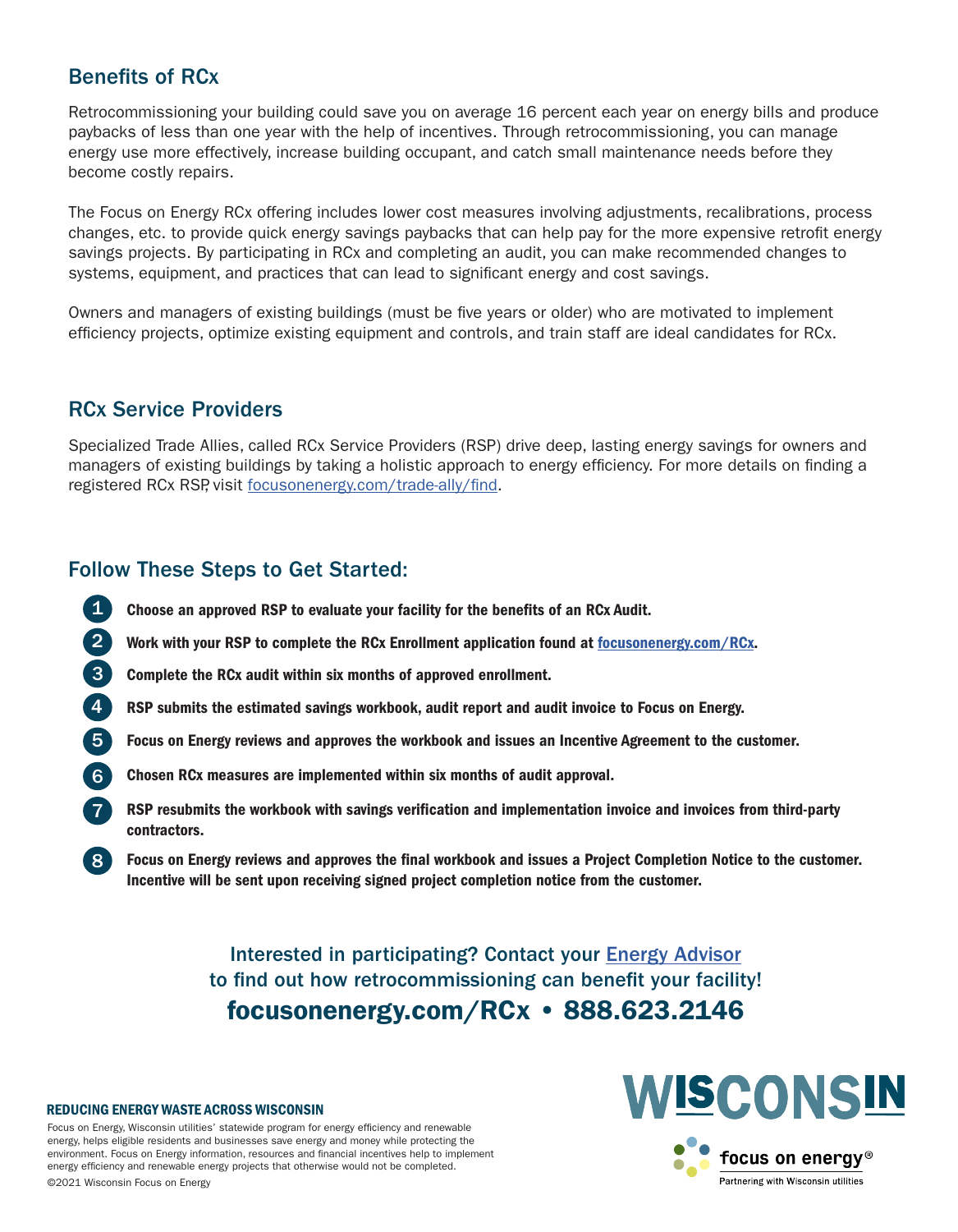## Benefits of RCx

Retrocommissioning your building could save you on average 16 percent each year on energy bills and produce paybacks of less than one year with the help of incentives. Through retrocommissioning, you can manage energy use more effectively, increase building occupant, and catch small maintenance needs before they become costly repairs.

The Focus on Energy RCx offering includes lower cost measures involving adjustments, recalibrations, process changes, etc. to provide quick energy savings paybacks that can help pay for the more expensive retrofit energy savings projects. By participating in RCx and completing an audit, you can make recommended changes to systems, equipment, and practices that can lead to significant energy and cost savings.

Owners and managers of existing buildings (must be five years or older) who are motivated to implement efficiency projects, optimize existing equipment and controls, and train staff are ideal candidates for RCx.

## RCx Service Providers

Specialized Trade Allies, called RCx Service Providers (RSP) drive deep, lasting energy savings for owners and managers of existing buildings by taking a holistic approach to energy efficiency. For more details on finding a registered RCx RSP, visit focusonenergy.com/trade-ally/find.

## Follow These Steps to Get Started:

1. **Choose an approved RSP to evaluate your facility for the benefits of an RCx Audit.**
2. **Work with your RSP to complete the RCx Enrollment application found at focusonenergy.com/RCx.**
3. **Complete the RCx audit within six months of approved enrollment.**
4. **RSP submits the estimated savings workbook, audit report and audit invoice to Focus on Energy.**
5. **Focus on Energy reviews and approves the workbook and issues an Incentive Agreement to the customer.**
6. **Chosen RCx measures are implemented within six months of audit approval.**
7. **RSP resubmits the workbook with savings verification and implementation invoice and invoices from third-party contractors.**
8. **Focus on Energy reviews and approves the final workbook and issues a Project Completion Notice to the customer. Incentive will be sent upon receiving signed project completion notice from the customer.**

Interested in participating? Contact your Energy Advisor to find out how retrocommissioning can benefit your facility!

**focusonenergy.com/RCx • 888.623.2146**

**REDUCING ENERGY WASTE ACROSS WISCONSIN**

Focus on Energy, Wisconsin utilities' statewide program for energy efficiency and renewable energy, helps eligible residents and businesses save energy and money while protecting the environment. Focus on Energy information, resources and financial incentives help to implement energy efficiency and renewable energy projects that otherwise would not be completed.

©2021 Wisconsin Focus on Energy

WISCONSIN

focus on energy®

Partnering with Wisconsin utilities